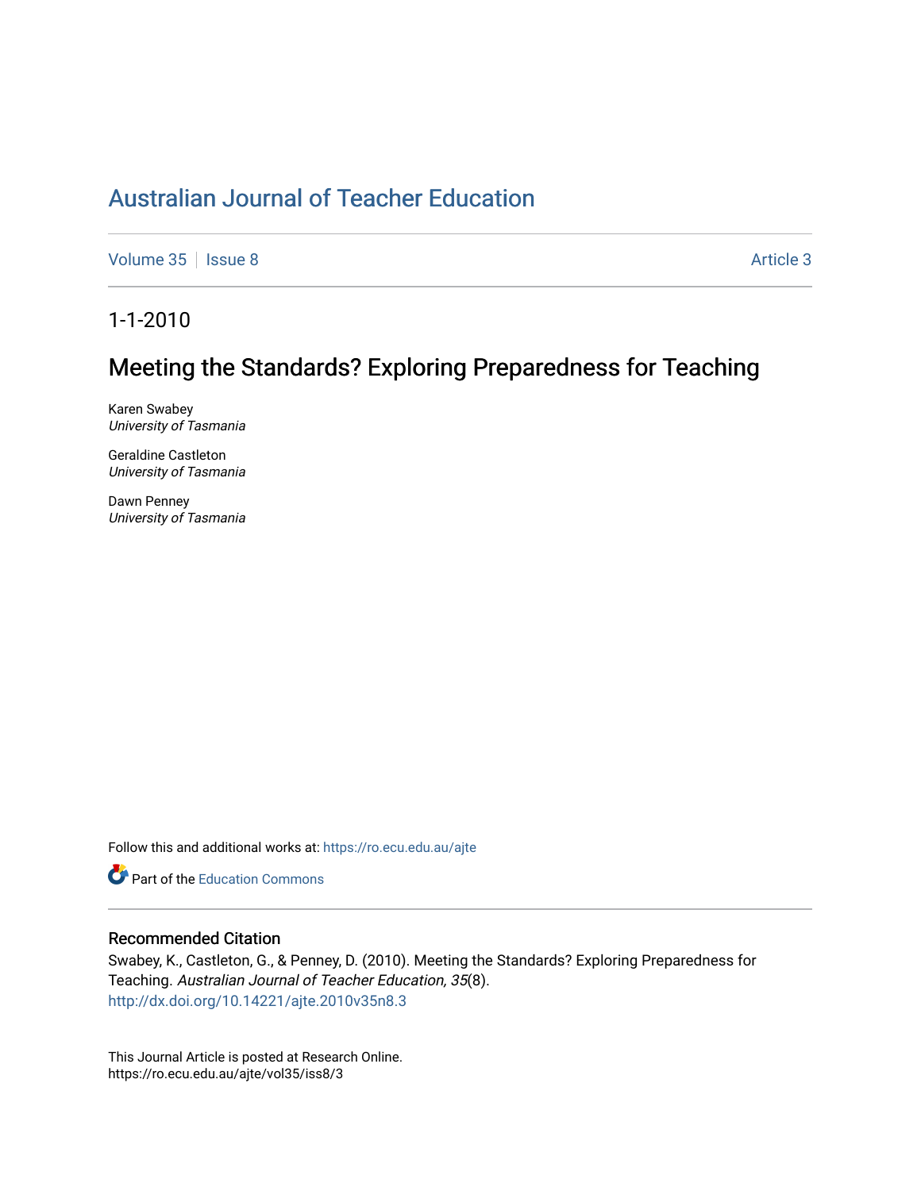# Australian Journal of Teacher Education

Volume 35 | Issue 8 | Article 3

1-1-2010

## Meeting the Standards? Exploring Preparedness for Teaching

Karen Swabey
*University of Tasmania*

Geraldine Castleton
*University of Tasmania*

Dawn Penney
*University of Tasmania*

Follow this and additional works at: https://ro.ecu.edu.au/ajte

Part of the Education Commons

### Recommended Citation

Swabey, K., Castleton, G., & Penney, D. (2010). Meeting the Standards? Exploring Preparedness for Teaching. *Australian Journal of Teacher Education, 35*(8).
http://dx.doi.org/10.14221/ajte.2010v35n8.3

This Journal Article is posted at Research Online.
https://ro.ecu.edu.au/ajte/vol35/iss8/3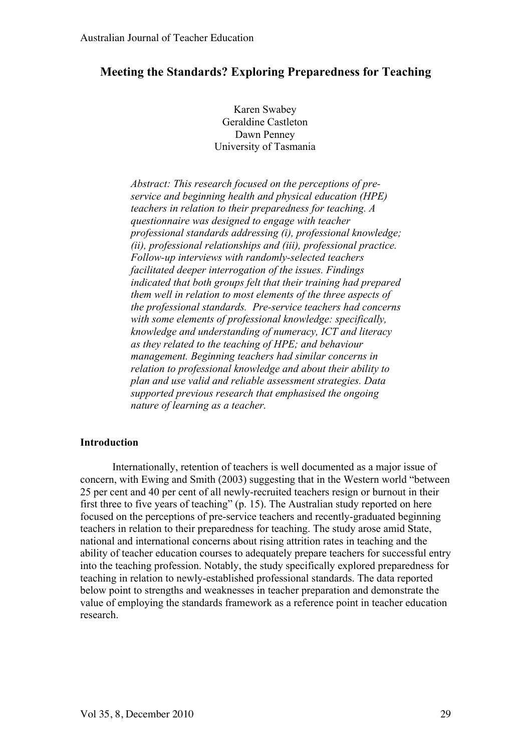# Meeting the Standards? Exploring Preparedness for Teaching

Karen Swabey
Geraldine Castleton
Dawn Penney
University of Tasmania

*Abstract: This research focused on the perceptions of pre-service and beginning health and physical education (HPE) teachers in relation to their preparedness for teaching. A questionnaire was designed to engage with teacher professional standards addressing (i), professional knowledge; (ii), professional relationships and (iii), professional practice. Follow-up interviews with randomly-selected teachers facilitated deeper interrogation of the issues. Findings indicated that both groups felt that their training had prepared them well in relation to most elements of the three aspects of the professional standards. Pre-service teachers had concerns with some elements of professional knowledge: specifically, knowledge and understanding of numeracy, ICT and literacy as they related to the teaching of HPE; and behaviour management. Beginning teachers had similar concerns in relation to professional knowledge and about their ability to plan and use valid and reliable assessment strategies. Data supported previous research that emphasised the ongoing nature of learning as a teacher.*

## Introduction

Internationally, retention of teachers is well documented as a major issue of concern, with Ewing and Smith (2003) suggesting that in the Western world "between 25 per cent and 40 per cent of all newly-recruited teachers resign or burnout in their first three to five years of teaching" (p. 15). The Australian study reported on here focused on the perceptions of pre-service teachers and recently-graduated beginning teachers in relation to their preparedness for teaching. The study arose amid State, national and international concerns about rising attrition rates in teaching and the ability of teacher education courses to adequately prepare teachers for successful entry into the teaching profession. Notably, the study specifically explored preparedness for teaching in relation to newly-established professional standards. The data reported below point to strengths and weaknesses in teacher preparation and demonstrate the value of employing the standards framework as a reference point in teacher education research.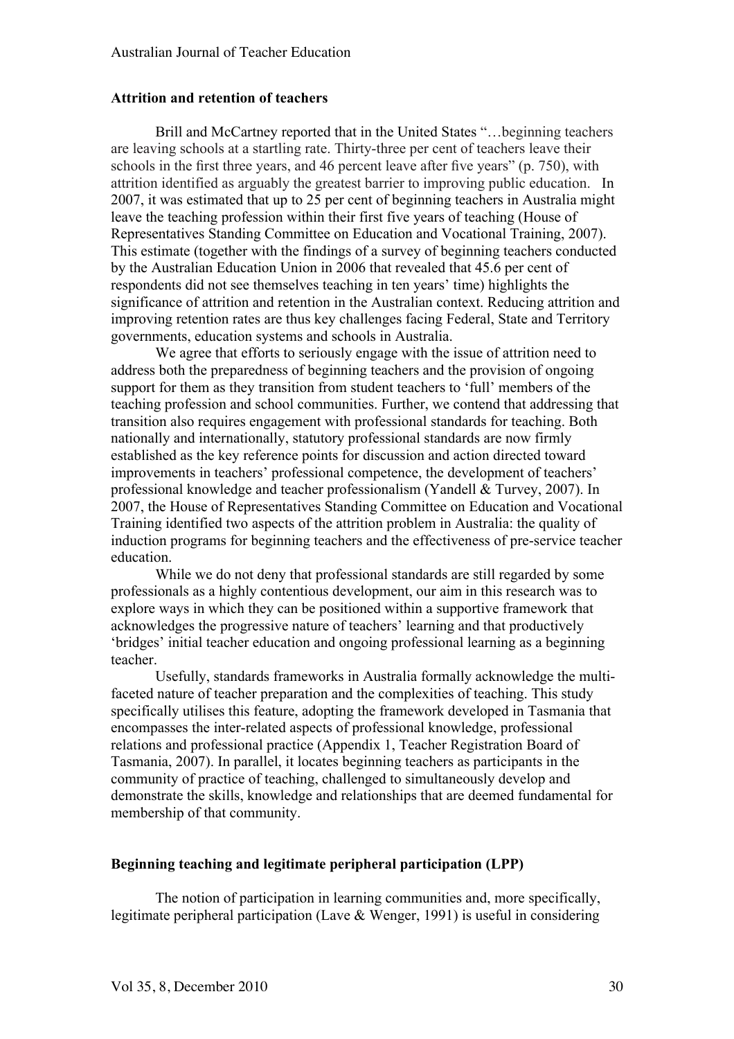### Attrition and retention of teachers

Brill and McCartney reported that in the United States "…beginning teachers are leaving schools at a startling rate. Thirty-three per cent of teachers leave their schools in the first three years, and 46 percent leave after five years" (p. 750), with attrition identified as arguably the greatest barrier to improving public education. In 2007, it was estimated that up to 25 per cent of beginning teachers in Australia might leave the teaching profession within their first five years of teaching (House of Representatives Standing Committee on Education and Vocational Training, 2007). This estimate (together with the findings of a survey of beginning teachers conducted by the Australian Education Union in 2006 that revealed that 45.6 per cent of respondents did not see themselves teaching in ten years' time) highlights the significance of attrition and retention in the Australian context. Reducing attrition and improving retention rates are thus key challenges facing Federal, State and Territory governments, education systems and schools in Australia.

We agree that efforts to seriously engage with the issue of attrition need to address both the preparedness of beginning teachers and the provision of ongoing support for them as they transition from student teachers to 'full' members of the teaching profession and school communities. Further, we contend that addressing that transition also requires engagement with professional standards for teaching. Both nationally and internationally, statutory professional standards are now firmly established as the key reference points for discussion and action directed toward improvements in teachers' professional competence, the development of teachers' professional knowledge and teacher professionalism (Yandell & Turvey, 2007). In 2007, the House of Representatives Standing Committee on Education and Vocational Training identified two aspects of the attrition problem in Australia: the quality of induction programs for beginning teachers and the effectiveness of pre-service teacher education.

While we do not deny that professional standards are still regarded by some professionals as a highly contentious development, our aim in this research was to explore ways in which they can be positioned within a supportive framework that acknowledges the progressive nature of teachers' learning and that productively 'bridges' initial teacher education and ongoing professional learning as a beginning teacher.

Usefully, standards frameworks in Australia formally acknowledge the multi-faceted nature of teacher preparation and the complexities of teaching. This study specifically utilises this feature, adopting the framework developed in Tasmania that encompasses the inter-related aspects of professional knowledge, professional relations and professional practice (Appendix 1, Teacher Registration Board of Tasmania, 2007). In parallel, it locates beginning teachers as participants in the community of practice of teaching, challenged to simultaneously develop and demonstrate the skills, knowledge and relationships that are deemed fundamental for membership of that community.

### Beginning teaching and legitimate peripheral participation (LPP)

The notion of participation in learning communities and, more specifically, legitimate peripheral participation (Lave & Wenger, 1991) is useful in considering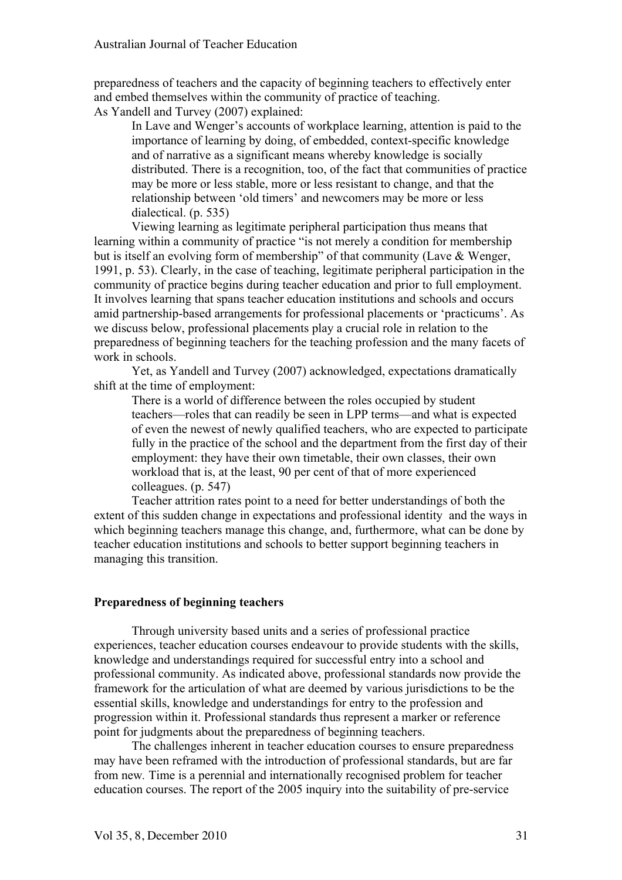preparedness of teachers and the capacity of beginning teachers to effectively enter and embed themselves within the community of practice of teaching.

As Yandell and Turvey (2007) explained:

> In Lave and Wenger's accounts of workplace learning, attention is paid to the importance of learning by doing, of embedded, context-specific knowledge and of narrative as a significant means whereby knowledge is socially distributed. There is a recognition, too, of the fact that communities of practice may be more or less stable, more or less resistant to change, and that the relationship between 'old timers' and newcomers may be more or less dialectical. (p. 535)

Viewing learning as legitimate peripheral participation thus means that learning within a community of practice "is not merely a condition for membership but is itself an evolving form of membership" of that community (Lave & Wenger, 1991, p. 53). Clearly, in the case of teaching, legitimate peripheral participation in the community of practice begins during teacher education and prior to full employment. It involves learning that spans teacher education institutions and schools and occurs amid partnership-based arrangements for professional placements or 'practicums'. As we discuss below, professional placements play a crucial role in relation to the preparedness of beginning teachers for the teaching profession and the many facets of work in schools.

Yet, as Yandell and Turvey (2007) acknowledged, expectations dramatically shift at the time of employment:

> There is a world of difference between the roles occupied by student teachers—roles that can readily be seen in LPP terms—and what is expected of even the newest of newly qualified teachers, who are expected to participate fully in the practice of the school and the department from the first day of their employment: they have their own timetable, their own classes, their own workload that is, at the least, 90 per cent of that of more experienced colleagues. (p. 547)

Teacher attrition rates point to a need for better understandings of both the extent of this sudden change in expectations and professional identity and the ways in which beginning teachers manage this change, and, furthermore, what can be done by teacher education institutions and schools to better support beginning teachers in managing this transition.

**Preparedness of beginning teachers**

Through university based units and a series of professional practice experiences, teacher education courses endeavour to provide students with the skills, knowledge and understandings required for successful entry into a school and professional community. As indicated above, professional standards now provide the framework for the articulation of what are deemed by various jurisdictions to be the essential skills, knowledge and understandings for entry to the profession and progression within it. Professional standards thus represent a marker or reference point for judgments about the preparedness of beginning teachers.

The challenges inherent in teacher education courses to ensure preparedness may have been reframed with the introduction of professional standards, but are far from new. Time is a perennial and internationally recognised problem for teacher education courses. The report of the 2005 inquiry into the suitability of pre-service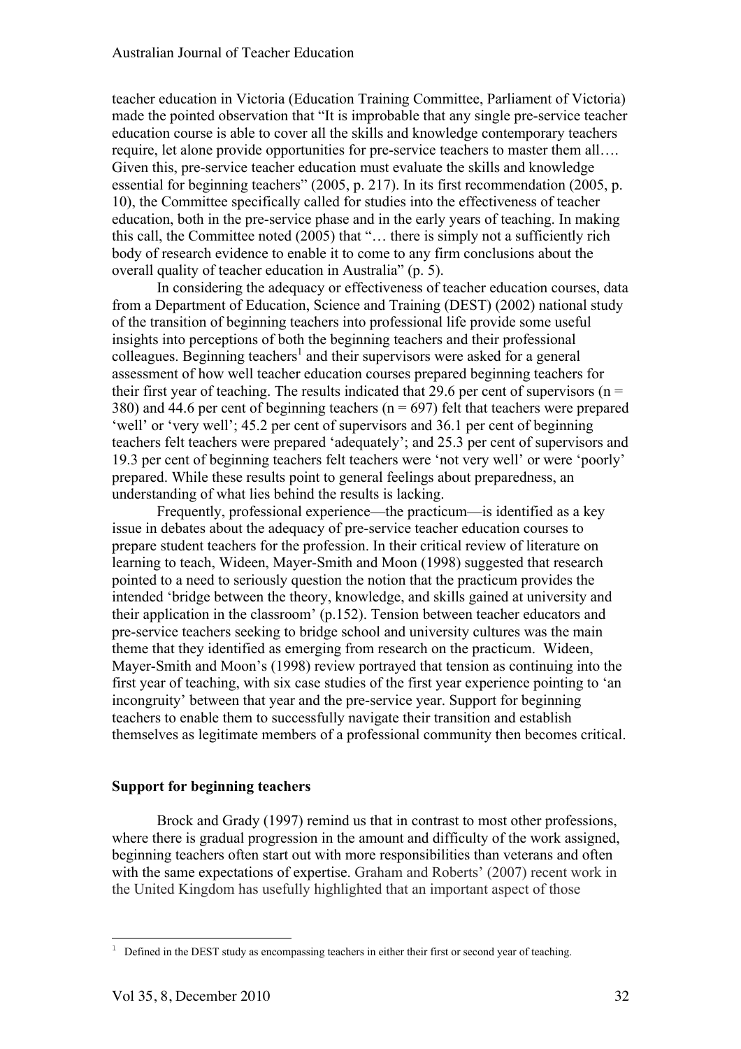teacher education in Victoria (Education Training Committee, Parliament of Victoria) made the pointed observation that "It is improbable that any single pre-service teacher education course is able to cover all the skills and knowledge contemporary teachers require, let alone provide opportunities for pre-service teachers to master them all…. Given this, pre-service teacher education must evaluate the skills and knowledge essential for beginning teachers" (2005, p. 217). In its first recommendation (2005, p. 10), the Committee specifically called for studies into the effectiveness of teacher education, both in the pre-service phase and in the early years of teaching. In making this call, the Committee noted (2005) that "… there is simply not a sufficiently rich body of research evidence to enable it to come to any firm conclusions about the overall quality of teacher education in Australia" (p. 5).

In considering the adequacy or effectiveness of teacher education courses, data from a Department of Education, Science and Training (DEST) (2002) national study of the transition of beginning teachers into professional life provide some useful insights into perceptions of both the beginning teachers and their professional colleagues. Beginning teachers[1] and their supervisors were asked for a general assessment of how well teacher education courses prepared beginning teachers for their first year of teaching. The results indicated that 29.6 per cent of supervisors (n = 380) and 44.6 per cent of beginning teachers (n = 697) felt that teachers were prepared 'well' or 'very well'; 45.2 per cent of supervisors and 36.1 per cent of beginning teachers felt teachers were prepared 'adequately'; and 25.3 per cent of supervisors and 19.3 per cent of beginning teachers felt teachers were 'not very well' or were 'poorly' prepared. While these results point to general feelings about preparedness, an understanding of what lies behind the results is lacking.

Frequently, professional experience—the practicum—is identified as a key issue in debates about the adequacy of pre-service teacher education courses to prepare student teachers for the profession. In their critical review of literature on learning to teach, Wideen, Mayer-Smith and Moon (1998) suggested that research pointed to a need to seriously question the notion that the practicum provides the intended 'bridge between the theory, knowledge, and skills gained at university and their application in the classroom' (p.152). Tension between teacher educators and pre-service teachers seeking to bridge school and university cultures was the main theme that they identified as emerging from research on the practicum. Wideen, Mayer-Smith and Moon's (1998) review portrayed that tension as continuing into the first year of teaching, with six case studies of the first year experience pointing to 'an incongruity' between that year and the pre-service year. Support for beginning teachers to enable them to successfully navigate their transition and establish themselves as legitimate members of a professional community then becomes critical.

## Support for beginning teachers

Brock and Grady (1997) remind us that in contrast to most other professions, where there is gradual progression in the amount and difficulty of the work assigned, beginning teachers often start out with more responsibilities than veterans and often with the same expectations of expertise. Graham and Roberts' (2007) recent work in the United Kingdom has usefully highlighted that an important aspect of those

[1] Defined in the DEST study as encompassing teachers in either their first or second year of teaching.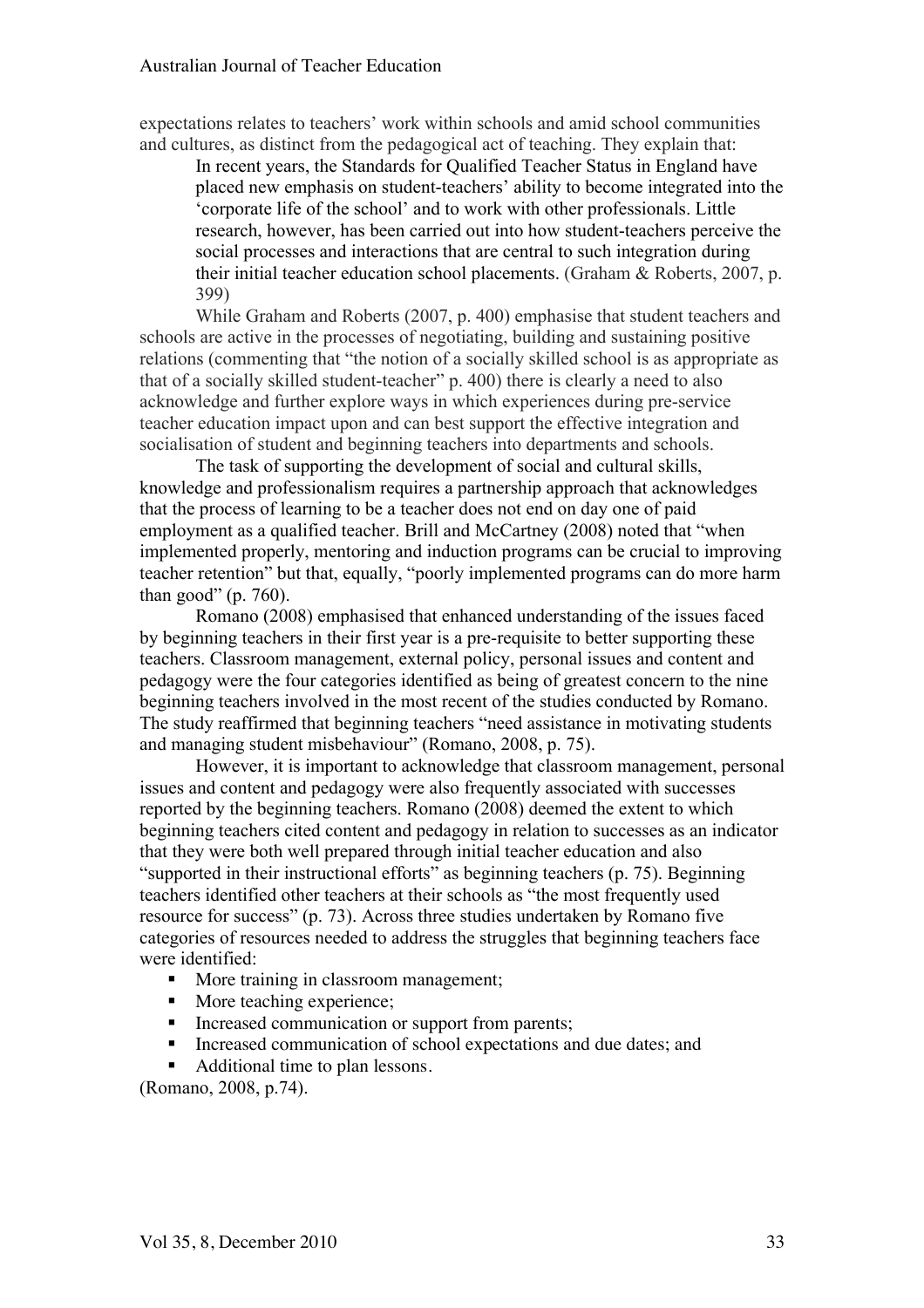expectations relates to teachers' work within schools and amid school communities and cultures, as distinct from the pedagogical act of teaching. They explain that:

> In recent years, the Standards for Qualified Teacher Status in England have placed new emphasis on student-teachers' ability to become integrated into the 'corporate life of the school' and to work with other professionals. Little research, however, has been carried out into how student-teachers perceive the social processes and interactions that are central to such integration during their initial teacher education school placements. (Graham & Roberts, 2007, p. 399)

While Graham and Roberts (2007, p. 400) emphasise that student teachers and schools are active in the processes of negotiating, building and sustaining positive relations (commenting that "the notion of a socially skilled school is as appropriate as that of a socially skilled student-teacher" p. 400) there is clearly a need to also acknowledge and further explore ways in which experiences during pre-service teacher education impact upon and can best support the effective integration and socialisation of student and beginning teachers into departments and schools.

The task of supporting the development of social and cultural skills, knowledge and professionalism requires a partnership approach that acknowledges that the process of learning to be a teacher does not end on day one of paid employment as a qualified teacher. Brill and McCartney (2008) noted that "when implemented properly, mentoring and induction programs can be crucial to improving teacher retention" but that, equally, "poorly implemented programs can do more harm than good" (p. 760).

Romano (2008) emphasised that enhanced understanding of the issues faced by beginning teachers in their first year is a pre-requisite to better supporting these teachers. Classroom management, external policy, personal issues and content and pedagogy were the four categories identified as being of greatest concern to the nine beginning teachers involved in the most recent of the studies conducted by Romano. The study reaffirmed that beginning teachers "need assistance in motivating students and managing student misbehaviour" (Romano, 2008, p. 75).

However, it is important to acknowledge that classroom management, personal issues and content and pedagogy were also frequently associated with successes reported by the beginning teachers. Romano (2008) deemed the extent to which beginning teachers cited content and pedagogy in relation to successes as an indicator that they were both well prepared through initial teacher education and also "supported in their instructional efforts" as beginning teachers (p. 75). Beginning teachers identified other teachers at their schools as "the most frequently used resource for success" (p. 73). Across three studies undertaken by Romano five categories of resources needed to address the struggles that beginning teachers face were identified:

- More training in classroom management;
- More teaching experience;
- Increased communication or support from parents;
- Increased communication of school expectations and due dates; and
- Additional time to plan lessons.

(Romano, 2008, p.74).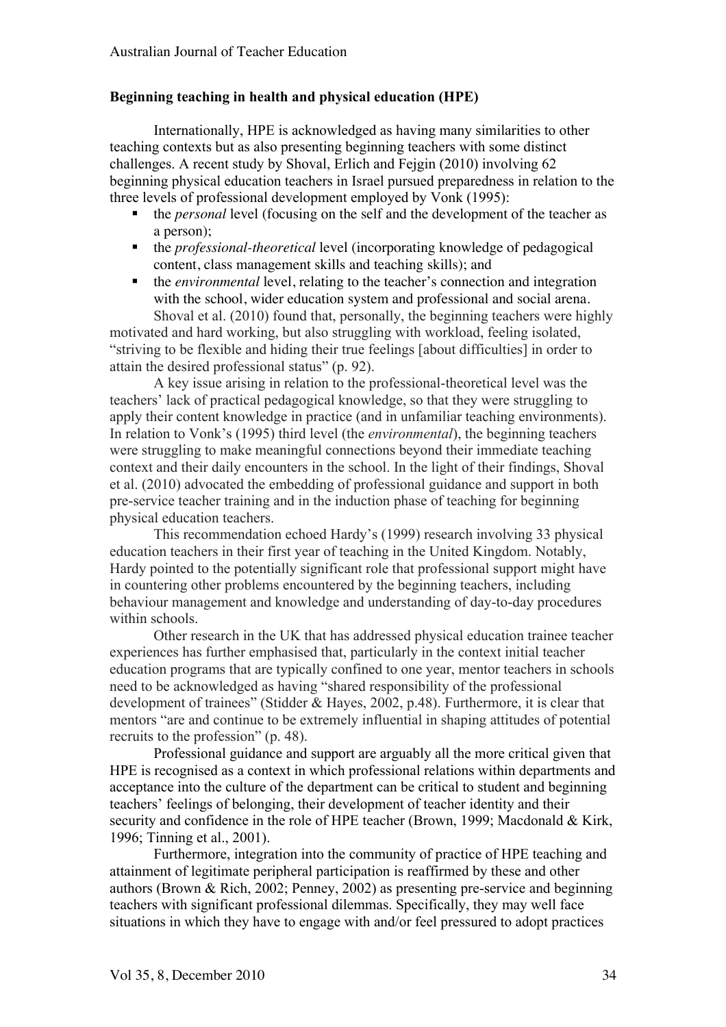**Beginning teaching in health and physical education (HPE)**

Internationally, HPE is acknowledged as having many similarities to other teaching contexts but as also presenting beginning teachers with some distinct challenges. A recent study by Shoval, Erlich and Fejgin (2010) involving 62 beginning physical education teachers in Israel pursued preparedness in relation to the three levels of professional development employed by Vonk (1995):

- the *personal* level (focusing on the self and the development of the teacher as a person);
- the *professional-theoretical* level (incorporating knowledge of pedagogical content, class management skills and teaching skills); and
- the *environmental* level, relating to the teacher's connection and integration with the school, wider education system and professional and social arena.

Shoval et al. (2010) found that, personally, the beginning teachers were highly motivated and hard working, but also struggling with workload, feeling isolated, "striving to be flexible and hiding their true feelings [about difficulties] in order to attain the desired professional status" (p. 92).

A key issue arising in relation to the professional-theoretical level was the teachers' lack of practical pedagogical knowledge, so that they were struggling to apply their content knowledge in practice (and in unfamiliar teaching environments). In relation to Vonk's (1995) third level (the *environmental*), the beginning teachers were struggling to make meaningful connections beyond their immediate teaching context and their daily encounters in the school. In the light of their findings, Shoval et al. (2010) advocated the embedding of professional guidance and support in both pre-service teacher training and in the induction phase of teaching for beginning physical education teachers.

This recommendation echoed Hardy's (1999) research involving 33 physical education teachers in their first year of teaching in the United Kingdom. Notably, Hardy pointed to the potentially significant role that professional support might have in countering other problems encountered by the beginning teachers, including behaviour management and knowledge and understanding of day-to-day procedures within schools.

Other research in the UK that has addressed physical education trainee teacher experiences has further emphasised that, particularly in the context initial teacher education programs that are typically confined to one year, mentor teachers in schools need to be acknowledged as having "shared responsibility of the professional development of trainees" (Stidder & Hayes, 2002, p.48). Furthermore, it is clear that mentors "are and continue to be extremely influential in shaping attitudes of potential recruits to the profession" (p. 48).

Professional guidance and support are arguably all the more critical given that HPE is recognised as a context in which professional relations within departments and acceptance into the culture of the department can be critical to student and beginning teachers' feelings of belonging, their development of teacher identity and their security and confidence in the role of HPE teacher (Brown, 1999; Macdonald & Kirk, 1996; Tinning et al., 2001).

Furthermore, integration into the community of practice of HPE teaching and attainment of legitimate peripheral participation is reaffirmed by these and other authors (Brown & Rich, 2002; Penney, 2002) as presenting pre-service and beginning teachers with significant professional dilemmas. Specifically, they may well face situations in which they have to engage with and/or feel pressured to adopt practices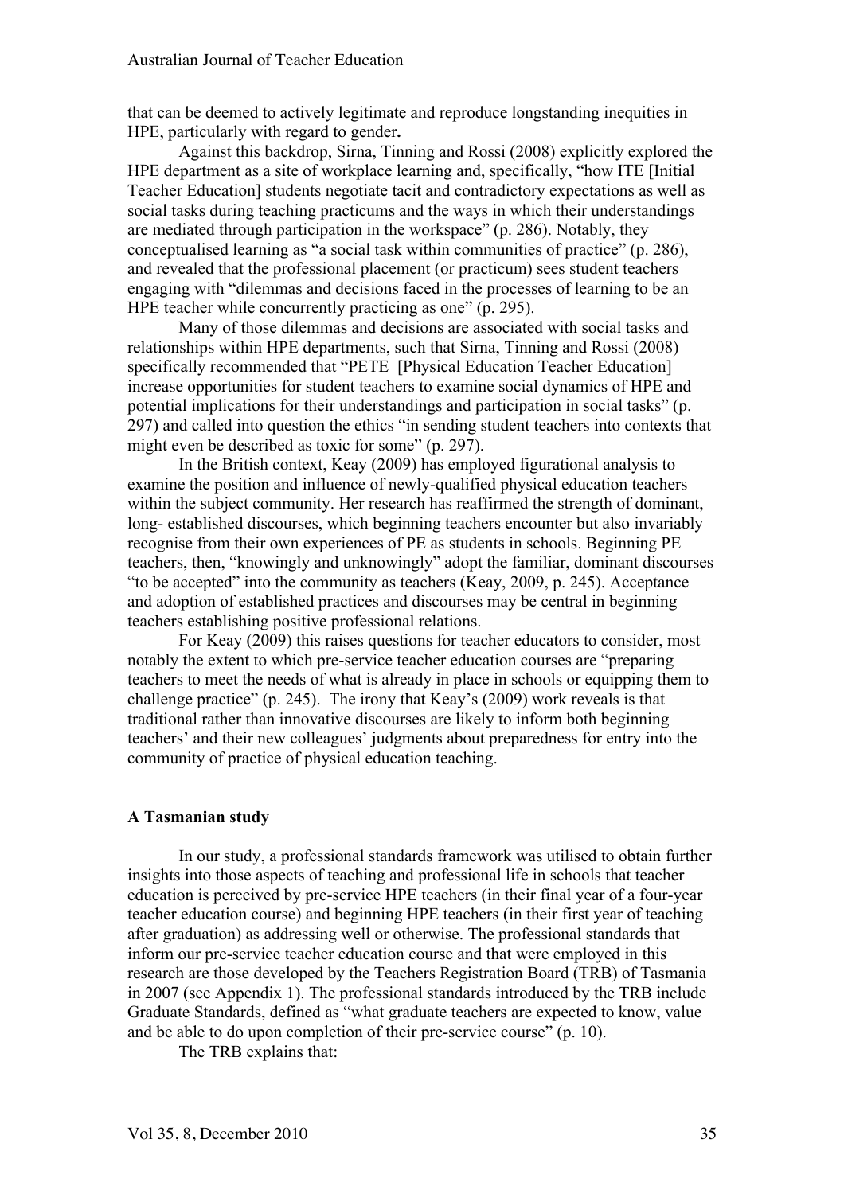that can be deemed to actively legitimate and reproduce longstanding inequities in HPE, particularly with regard to gender**.**

Against this backdrop, Sirna, Tinning and Rossi (2008) explicitly explored the HPE department as a site of workplace learning and, specifically, "how ITE [Initial Teacher Education] students negotiate tacit and contradictory expectations as well as social tasks during teaching practicums and the ways in which their understandings are mediated through participation in the workspace" (p. 286). Notably, they conceptualised learning as "a social task within communities of practice" (p. 286), and revealed that the professional placement (or practicum) sees student teachers engaging with "dilemmas and decisions faced in the processes of learning to be an HPE teacher while concurrently practicing as one" (p. 295).

Many of those dilemmas and decisions are associated with social tasks and relationships within HPE departments, such that Sirna, Tinning and Rossi (2008) specifically recommended that "PETE [Physical Education Teacher Education] increase opportunities for student teachers to examine social dynamics of HPE and potential implications for their understandings and participation in social tasks" (p. 297) and called into question the ethics "in sending student teachers into contexts that might even be described as toxic for some" (p. 297).

In the British context, Keay (2009) has employed figurational analysis to examine the position and influence of newly-qualified physical education teachers within the subject community. Her research has reaffirmed the strength of dominant, long- established discourses, which beginning teachers encounter but also invariably recognise from their own experiences of PE as students in schools. Beginning PE teachers, then, "knowingly and unknowingly" adopt the familiar, dominant discourses "to be accepted" into the community as teachers (Keay, 2009, p. 245). Acceptance and adoption of established practices and discourses may be central in beginning teachers establishing positive professional relations.

For Keay (2009) this raises questions for teacher educators to consider, most notably the extent to which pre-service teacher education courses are "preparing teachers to meet the needs of what is already in place in schools or equipping them to challenge practice" (p. 245). The irony that Keay's (2009) work reveals is that traditional rather than innovative discourses are likely to inform both beginning teachers' and their new colleagues' judgments about preparedness for entry into the community of practice of physical education teaching.

## A Tasmanian study

In our study, a professional standards framework was utilised to obtain further insights into those aspects of teaching and professional life in schools that teacher education is perceived by pre-service HPE teachers (in their final year of a four-year teacher education course) and beginning HPE teachers (in their first year of teaching after graduation) as addressing well or otherwise. The professional standards that inform our pre-service teacher education course and that were employed in this research are those developed by the Teachers Registration Board (TRB) of Tasmania in 2007 (see Appendix 1). The professional standards introduced by the TRB include Graduate Standards, defined as "what graduate teachers are expected to know, value and be able to do upon completion of their pre-service course" (p. 10).

The TRB explains that: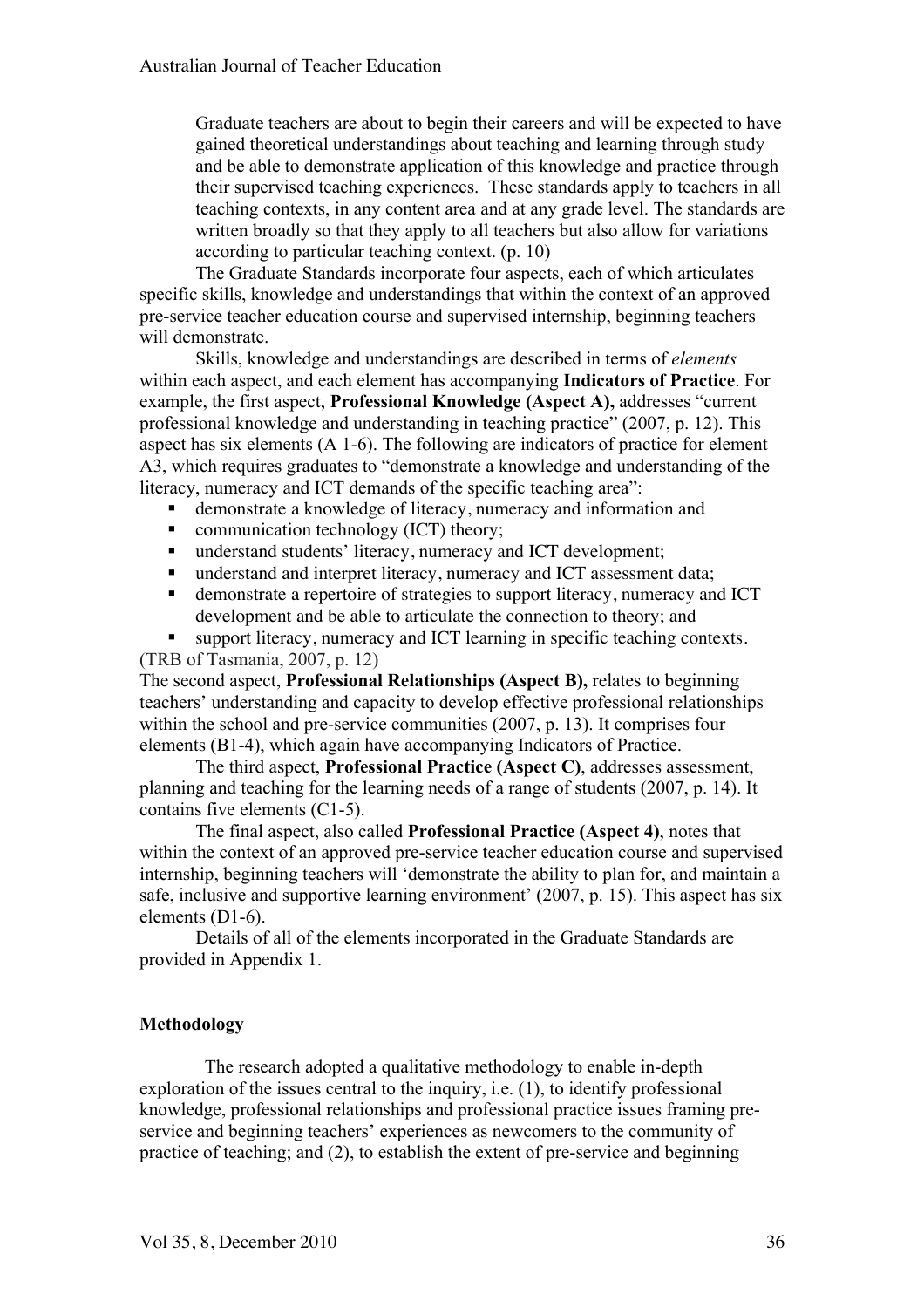Graduate teachers are about to begin their careers and will be expected to have gained theoretical understandings about teaching and learning through study and be able to demonstrate application of this knowledge and practice through their supervised teaching experiences. These standards apply to teachers in all teaching contexts, in any content area and at any grade level. The standards are written broadly so that they apply to all teachers but also allow for variations according to particular teaching context. (p. 10)

The Graduate Standards incorporate four aspects, each of which articulates specific skills, knowledge and understandings that within the context of an approved pre-service teacher education course and supervised internship, beginning teachers will demonstrate.

Skills, knowledge and understandings are described in terms of *elements* within each aspect, and each element has accompanying **Indicators of Practice**. For example, the first aspect, **Professional Knowledge (Aspect A),** addresses "current professional knowledge and understanding in teaching practice" (2007, p. 12). This aspect has six elements (A 1-6). The following are indicators of practice for element A3, which requires graduates to "demonstrate a knowledge and understanding of the literacy, numeracy and ICT demands of the specific teaching area":

- demonstrate a knowledge of literacy, numeracy and information and
- communication technology (ICT) theory;
- understand students' literacy, numeracy and ICT development;
- understand and interpret literacy, numeracy and ICT assessment data;
- demonstrate a repertoire of strategies to support literacy, numeracy and ICT development and be able to articulate the connection to theory; and
- support literacy, numeracy and ICT learning in specific teaching contexts.

(TRB of Tasmania, 2007, p. 12)

The second aspect, **Professional Relationships (Aspect B),** relates to beginning teachers' understanding and capacity to develop effective professional relationships within the school and pre-service communities (2007, p. 13). It comprises four elements (B1-4), which again have accompanying Indicators of Practice.

The third aspect, **Professional Practice (Aspect C)**, addresses assessment, planning and teaching for the learning needs of a range of students (2007, p. 14). It contains five elements (C1-5).

The final aspect, also called **Professional Practice (Aspect 4)**, notes that within the context of an approved pre-service teacher education course and supervised internship, beginning teachers will 'demonstrate the ability to plan for, and maintain a safe, inclusive and supportive learning environment' (2007, p. 15). This aspect has six elements (D1-6).

Details of all of the elements incorporated in the Graduate Standards are provided in Appendix 1.

## Methodology

The research adopted a qualitative methodology to enable in-depth exploration of the issues central to the inquiry, i.e. (1), to identify professional knowledge, professional relationships and professional practice issues framing pre-service and beginning teachers' experiences as newcomers to the community of practice of teaching; and (2), to establish the extent of pre-service and beginning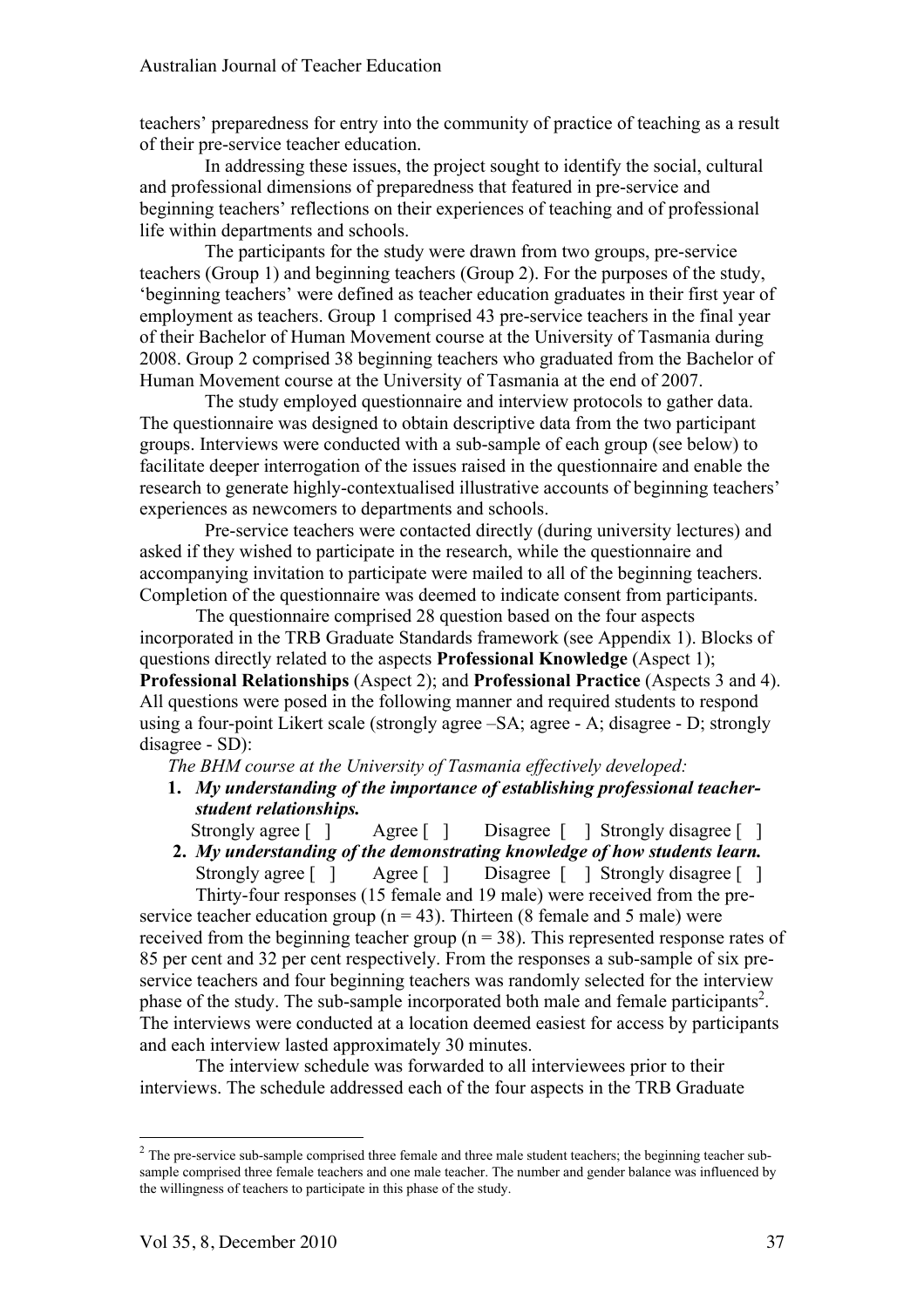teachers' preparedness for entry into the community of practice of teaching as a result of their pre-service teacher education.

In addressing these issues, the project sought to identify the social, cultural and professional dimensions of preparedness that featured in pre-service and beginning teachers' reflections on their experiences of teaching and of professional life within departments and schools.

The participants for the study were drawn from two groups, pre-service teachers (Group 1) and beginning teachers (Group 2). For the purposes of the study, 'beginning teachers' were defined as teacher education graduates in their first year of employment as teachers. Group 1 comprised 43 pre-service teachers in the final year of their Bachelor of Human Movement course at the University of Tasmania during 2008. Group 2 comprised 38 beginning teachers who graduated from the Bachelor of Human Movement course at the University of Tasmania at the end of 2007.

The study employed questionnaire and interview protocols to gather data. The questionnaire was designed to obtain descriptive data from the two participant groups. Interviews were conducted with a sub-sample of each group (see below) to facilitate deeper interrogation of the issues raised in the questionnaire and enable the research to generate highly-contextualised illustrative accounts of beginning teachers' experiences as newcomers to departments and schools.

Pre-service teachers were contacted directly (during university lectures) and asked if they wished to participate in the research, while the questionnaire and accompanying invitation to participate were mailed to all of the beginning teachers. Completion of the questionnaire was deemed to indicate consent from participants.

The questionnaire comprised 28 question based on the four aspects incorporated in the TRB Graduate Standards framework (see Appendix 1). Blocks of questions directly related to the aspects **Professional Knowledge** (Aspect 1); **Professional Relationships** (Aspect 2); and **Professional Practice** (Aspects 3 and 4). All questions were posed in the following manner and required students to respond using a four-point Likert scale (strongly agree –SA; agree - A; disagree - D; strongly disagree - SD):

*The BHM course at the University of Tasmania effectively developed:*

1. ***My understanding of the importance of establishing professional teacher-student relationships.***
   Strongly agree [ ]   Agree [ ]   Disagree [ ] Strongly disagree [ ]
2. ***My understanding of the demonstrating knowledge of how students learn.***
   Strongly agree [ ]   Agree [ ]   Disagree [ ] Strongly disagree [ ]

Thirty-four responses (15 female and 19 male) were received from the pre-service teacher education group (n = 43). Thirteen (8 female and 5 male) were received from the beginning teacher group (n = 38). This represented response rates of 85 per cent and 32 per cent respectively. From the responses a sub-sample of six pre-service teachers and four beginning teachers was randomly selected for the interview phase of the study. The sub-sample incorporated both male and female participants[2]. The interviews were conducted at a location deemed easiest for access by participants and each interview lasted approximately 30 minutes.

The interview schedule was forwarded to all interviewees prior to their interviews. The schedule addressed each of the four aspects in the TRB Graduate

[2] The pre-service sub-sample comprised three female and three male student teachers; the beginning teacher sub-sample comprised three female teachers and one male teacher. The number and gender balance was influenced by the willingness of teachers to participate in this phase of the study.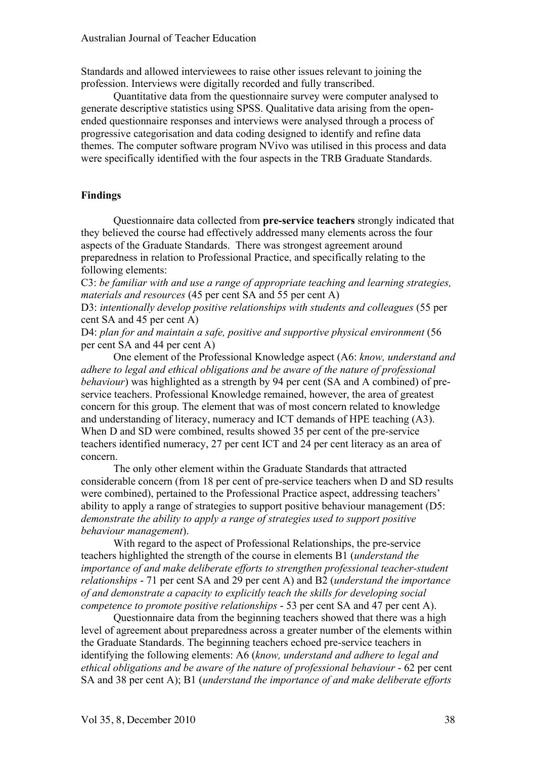Standards and allowed interviewees to raise other issues relevant to joining the profession. Interviews were digitally recorded and fully transcribed.

Quantitative data from the questionnaire survey were computer analysed to generate descriptive statistics using SPSS. Qualitative data arising from the open-ended questionnaire responses and interviews were analysed through a process of progressive categorisation and data coding designed to identify and refine data themes. The computer software program NVivo was utilised in this process and data were specifically identified with the four aspects in the TRB Graduate Standards.

## Findings

Questionnaire data collected from **pre-service teachers** strongly indicated that they believed the course had effectively addressed many elements across the four aspects of the Graduate Standards. There was strongest agreement around preparedness in relation to Professional Practice, and specifically relating to the following elements:

C3: *be familiar with and use a range of appropriate teaching and learning strategies, materials and resources* (45 per cent SA and 55 per cent A)

D3: *intentionally develop positive relationships with students and colleagues* (55 per cent SA and 45 per cent A)

D4: *plan for and maintain a safe, positive and supportive physical environment* (56 per cent SA and 44 per cent A)

One element of the Professional Knowledge aspect (A6: *know, understand and adhere to legal and ethical obligations and be aware of the nature of professional behaviour*) was highlighted as a strength by 94 per cent (SA and A combined) of pre-service teachers. Professional Knowledge remained, however, the area of greatest concern for this group. The element that was of most concern related to knowledge and understanding of literacy, numeracy and ICT demands of HPE teaching (A3). When D and SD were combined, results showed 35 per cent of the pre-service teachers identified numeracy, 27 per cent ICT and 24 per cent literacy as an area of concern.

The only other element within the Graduate Standards that attracted considerable concern (from 18 per cent of pre-service teachers when D and SD results were combined), pertained to the Professional Practice aspect, addressing teachers' ability to apply a range of strategies to support positive behaviour management (D5: *demonstrate the ability to apply a range of strategies used to support positive behaviour management*).

With regard to the aspect of Professional Relationships, the pre-service teachers highlighted the strength of the course in elements B1 (*understand the importance of and make deliberate efforts to strengthen professional teacher-student relationships* - 71 per cent SA and 29 per cent A) and B2 (*understand the importance of and demonstrate a capacity to explicitly teach the skills for developing social competence to promote positive relationships* - 53 per cent SA and 47 per cent A).

Questionnaire data from the beginning teachers showed that there was a high level of agreement about preparedness across a greater number of the elements within the Graduate Standards. The beginning teachers echoed pre-service teachers in identifying the following elements: A6 (*know, understand and adhere to legal and ethical obligations and be aware of the nature of professional behaviour* - 62 per cent SA and 38 per cent A); B1 (*understand the importance of and make deliberate efforts*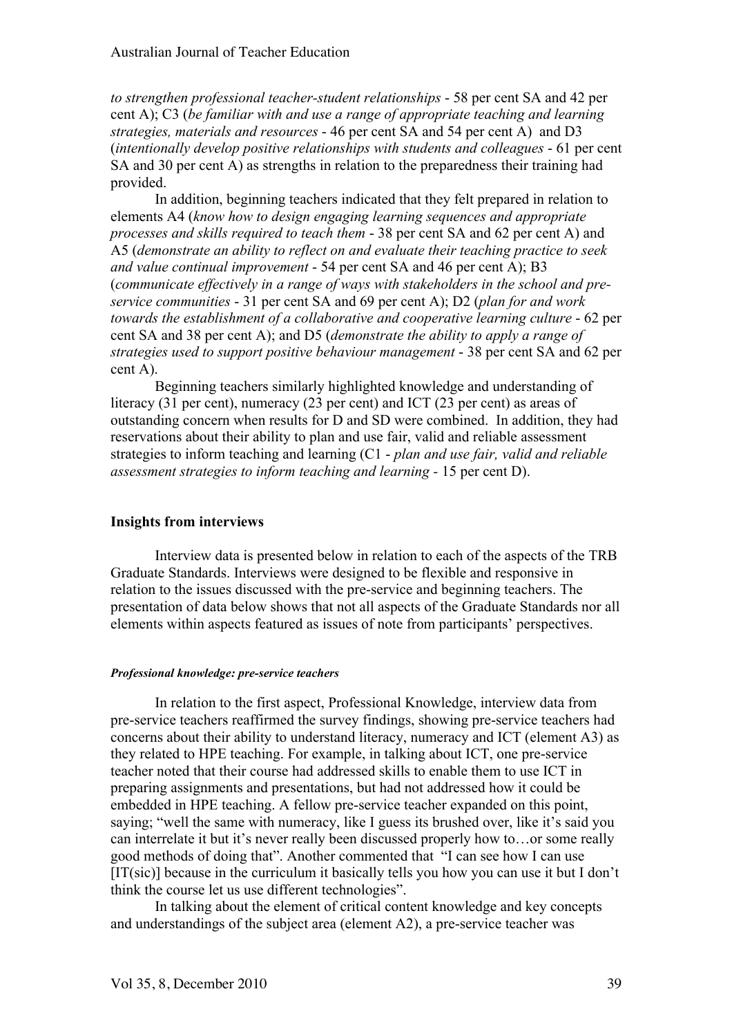*to strengthen professional teacher-student relationships* - 58 per cent SA and 42 per cent A); C3 (*be familiar with and use a range of appropriate teaching and learning strategies, materials and resources* - 46 per cent SA and 54 per cent A) and D3 (*intentionally develop positive relationships with students and colleagues* - 61 per cent SA and 30 per cent A) as strengths in relation to the preparedness their training had provided.

In addition, beginning teachers indicated that they felt prepared in relation to elements A4 (*know how to design engaging learning sequences and appropriate processes and skills required to teach them* - 38 per cent SA and 62 per cent A) and A5 (*demonstrate an ability to reflect on and evaluate their teaching practice to seek and value continual improvement* - 54 per cent SA and 46 per cent A); B3 (*communicate effectively in a range of ways with stakeholders in the school and pre-service communities* - 31 per cent SA and 69 per cent A); D2 (*plan for and work towards the establishment of a collaborative and cooperative learning culture* - 62 per cent SA and 38 per cent A); and D5 (*demonstrate the ability to apply a range of strategies used to support positive behaviour management* - 38 per cent SA and 62 per cent A).

Beginning teachers similarly highlighted knowledge and understanding of literacy (31 per cent), numeracy (23 per cent) and ICT (23 per cent) as areas of outstanding concern when results for D and SD were combined. In addition, they had reservations about their ability to plan and use fair, valid and reliable assessment strategies to inform teaching and learning (C1 - *plan and use fair, valid and reliable assessment strategies to inform teaching and learning* - 15 per cent D).

## Insights from interviews

Interview data is presented below in relation to each of the aspects of the TRB Graduate Standards. Interviews were designed to be flexible and responsive in relation to the issues discussed with the pre-service and beginning teachers. The presentation of data below shows that not all aspects of the Graduate Standards nor all elements within aspects featured as issues of note from participants' perspectives.

#### *Professional knowledge: pre-service teachers*

In relation to the first aspect, Professional Knowledge, interview data from pre-service teachers reaffirmed the survey findings, showing pre-service teachers had concerns about their ability to understand literacy, numeracy and ICT (element A3) as they related to HPE teaching. For example, in talking about ICT, one pre-service teacher noted that their course had addressed skills to enable them to use ICT in preparing assignments and presentations, but had not addressed how it could be embedded in HPE teaching. A fellow pre-service teacher expanded on this point, saying; "well the same with numeracy, like I guess its brushed over, like it's said you can interrelate it but it's never really been discussed properly how to…or some really good methods of doing that". Another commented that "I can see how I can use [IT(sic)] because in the curriculum it basically tells you how you can use it but I don't think the course let us use different technologies".

In talking about the element of critical content knowledge and key concepts and understandings of the subject area (element A2), a pre-service teacher was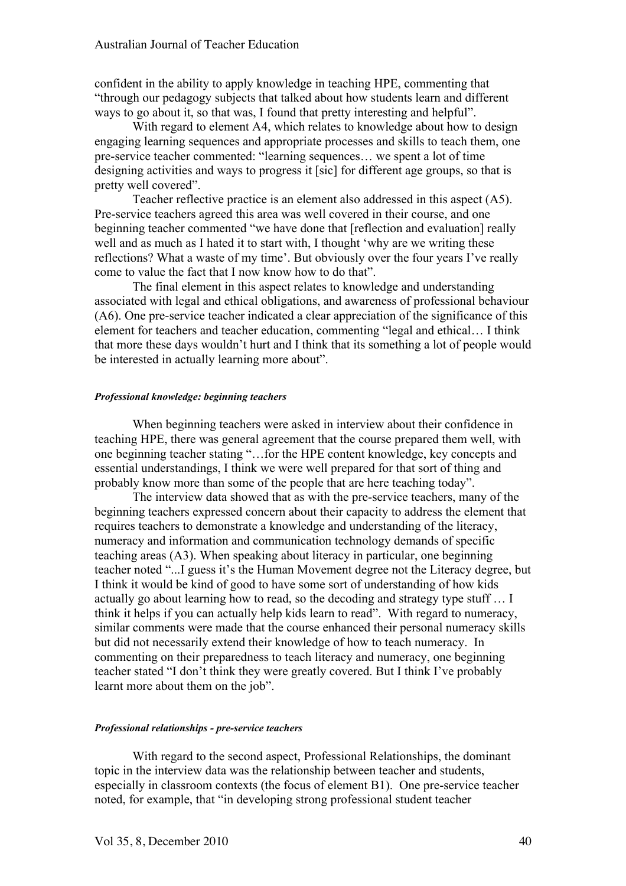confident in the ability to apply knowledge in teaching HPE, commenting that "through our pedagogy subjects that talked about how students learn and different ways to go about it, so that was, I found that pretty interesting and helpful".

With regard to element A4, which relates to knowledge about how to design engaging learning sequences and appropriate processes and skills to teach them, one pre-service teacher commented: "learning sequences… we spent a lot of time designing activities and ways to progress it [sic] for different age groups, so that is pretty well covered".

Teacher reflective practice is an element also addressed in this aspect (A5). Pre-service teachers agreed this area was well covered in their course, and one beginning teacher commented "we have done that [reflection and evaluation] really well and as much as I hated it to start with, I thought 'why are we writing these reflections? What a waste of my time'. But obviously over the four years I've really come to value the fact that I now know how to do that".

The final element in this aspect relates to knowledge and understanding associated with legal and ethical obligations, and awareness of professional behaviour (A6). One pre-service teacher indicated a clear appreciation of the significance of this element for teachers and teacher education, commenting "legal and ethical… I think that more these days wouldn't hurt and I think that its something a lot of people would be interested in actually learning more about".

#### *Professional knowledge: beginning teachers*

When beginning teachers were asked in interview about their confidence in teaching HPE, there was general agreement that the course prepared them well, with one beginning teacher stating "…for the HPE content knowledge, key concepts and essential understandings, I think we were well prepared for that sort of thing and probably know more than some of the people that are here teaching today".

The interview data showed that as with the pre-service teachers, many of the beginning teachers expressed concern about their capacity to address the element that requires teachers to demonstrate a knowledge and understanding of the literacy, numeracy and information and communication technology demands of specific teaching areas (A3). When speaking about literacy in particular, one beginning teacher noted "...I guess it's the Human Movement degree not the Literacy degree, but I think it would be kind of good to have some sort of understanding of how kids actually go about learning how to read, so the decoding and strategy type stuff … I think it helps if you can actually help kids learn to read". With regard to numeracy, similar comments were made that the course enhanced their personal numeracy skills but did not necessarily extend their knowledge of how to teach numeracy. In commenting on their preparedness to teach literacy and numeracy, one beginning teacher stated "I don't think they were greatly covered. But I think I've probably learnt more about them on the job".

#### *Professional relationships - pre-service teachers*

With regard to the second aspect, Professional Relationships, the dominant topic in the interview data was the relationship between teacher and students, especially in classroom contexts (the focus of element B1). One pre-service teacher noted, for example, that "in developing strong professional student teacher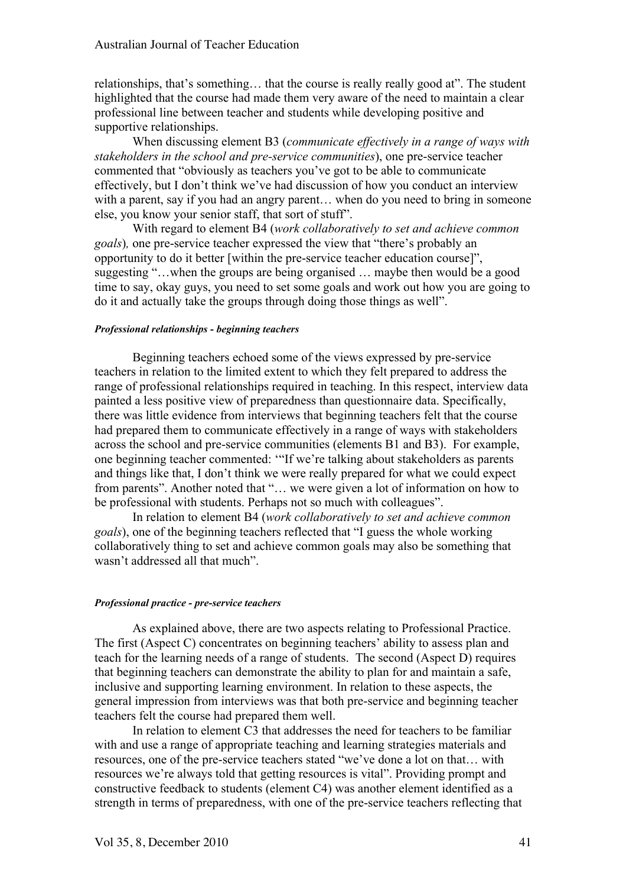relationships, that's something… that the course is really really good at". The student highlighted that the course had made them very aware of the need to maintain a clear professional line between teacher and students while developing positive and supportive relationships.

When discussing element B3 (*communicate effectively in a range of ways with stakeholders in the school and pre-service communities*), one pre-service teacher commented that "obviously as teachers you've got to be able to communicate effectively, but I don't think we've had discussion of how you conduct an interview with a parent, say if you had an angry parent… when do you need to bring in someone else, you know your senior staff, that sort of stuff".

With regard to element B4 (*work collaboratively to set and achieve common goals*), one pre-service teacher expressed the view that "there's probably an opportunity to do it better [within the pre-service teacher education course]", suggesting "…when the groups are being organised … maybe then would be a good time to say, okay guys, you need to set some goals and work out how you are going to do it and actually take the groups through doing those things as well".

###### *Professional relationships - beginning teachers*

Beginning teachers echoed some of the views expressed by pre-service teachers in relation to the limited extent to which they felt prepared to address the range of professional relationships required in teaching. In this respect, interview data painted a less positive view of preparedness than questionnaire data. Specifically, there was little evidence from interviews that beginning teachers felt that the course had prepared them to communicate effectively in a range of ways with stakeholders across the school and pre-service communities (elements B1 and B3). For example, one beginning teacher commented: '"If we're talking about stakeholders as parents and things like that, I don't think we were really prepared for what we could expect from parents". Another noted that "… we were given a lot of information on how to be professional with students. Perhaps not so much with colleagues".

In relation to element B4 (*work collaboratively to set and achieve common goals*), one of the beginning teachers reflected that "I guess the whole working collaboratively thing to set and achieve common goals may also be something that wasn't addressed all that much".

###### *Professional practice - pre-service teachers*

As explained above, there are two aspects relating to Professional Practice. The first (Aspect C) concentrates on beginning teachers' ability to assess plan and teach for the learning needs of a range of students. The second (Aspect D) requires that beginning teachers can demonstrate the ability to plan for and maintain a safe, inclusive and supporting learning environment. In relation to these aspects, the general impression from interviews was that both pre-service and beginning teacher teachers felt the course had prepared them well.

In relation to element C3 that addresses the need for teachers to be familiar with and use a range of appropriate teaching and learning strategies materials and resources, one of the pre-service teachers stated "we've done a lot on that… with resources we're always told that getting resources is vital". Providing prompt and constructive feedback to students (element C4) was another element identified as a strength in terms of preparedness, with one of the pre-service teachers reflecting that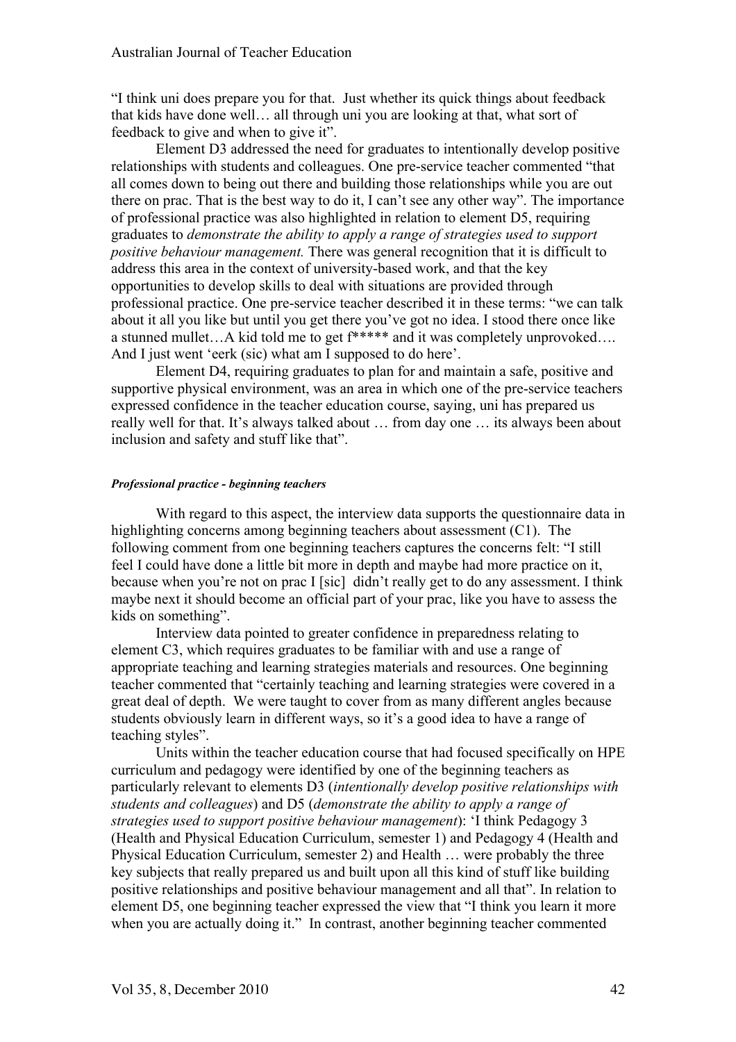"I think uni does prepare you for that. Just whether its quick things about feedback that kids have done well… all through uni you are looking at that, what sort of feedback to give and when to give it".

Element D3 addressed the need for graduates to intentionally develop positive relationships with students and colleagues. One pre-service teacher commented "that all comes down to being out there and building those relationships while you are out there on prac. That is the best way to do it, I can't see any other way". The importance of professional practice was also highlighted in relation to element D5, requiring graduates to *demonstrate the ability to apply a range of strategies used to support positive behaviour management.* There was general recognition that it is difficult to address this area in the context of university-based work, and that the key opportunities to develop skills to deal with situations are provided through professional practice. One pre-service teacher described it in these terms: "we can talk about it all you like but until you get there you've got no idea. I stood there once like a stunned mullet…A kid told me to get f***** and it was completely unprovoked…. And I just went 'eerk (sic) what am I supposed to do here'.

Element D4, requiring graduates to plan for and maintain a safe, positive and supportive physical environment, was an area in which one of the pre-service teachers expressed confidence in the teacher education course, saying, uni has prepared us really well for that. It's always talked about … from day one … its always been about inclusion and safety and stuff like that".

##### *Professional practice - beginning teachers*

With regard to this aspect, the interview data supports the questionnaire data in highlighting concerns among beginning teachers about assessment (C1). The following comment from one beginning teachers captures the concerns felt: "I still feel I could have done a little bit more in depth and maybe had more practice on it, because when you're not on prac I [sic] didn't really get to do any assessment. I think maybe next it should become an official part of your prac, like you have to assess the kids on something".

Interview data pointed to greater confidence in preparedness relating to element C3, which requires graduates to be familiar with and use a range of appropriate teaching and learning strategies materials and resources. One beginning teacher commented that "certainly teaching and learning strategies were covered in a great deal of depth. We were taught to cover from as many different angles because students obviously learn in different ways, so it's a good idea to have a range of teaching styles".

Units within the teacher education course that had focused specifically on HPE curriculum and pedagogy were identified by one of the beginning teachers as particularly relevant to elements D3 (*intentionally develop positive relationships with students and colleagues*) and D5 (*demonstrate the ability to apply a range of strategies used to support positive behaviour management*): 'I think Pedagogy 3 (Health and Physical Education Curriculum, semester 1) and Pedagogy 4 (Health and Physical Education Curriculum, semester 2) and Health … were probably the three key subjects that really prepared us and built upon all this kind of stuff like building positive relationships and positive behaviour management and all that". In relation to element D5, one beginning teacher expressed the view that "I think you learn it more when you are actually doing it." In contrast, another beginning teacher commented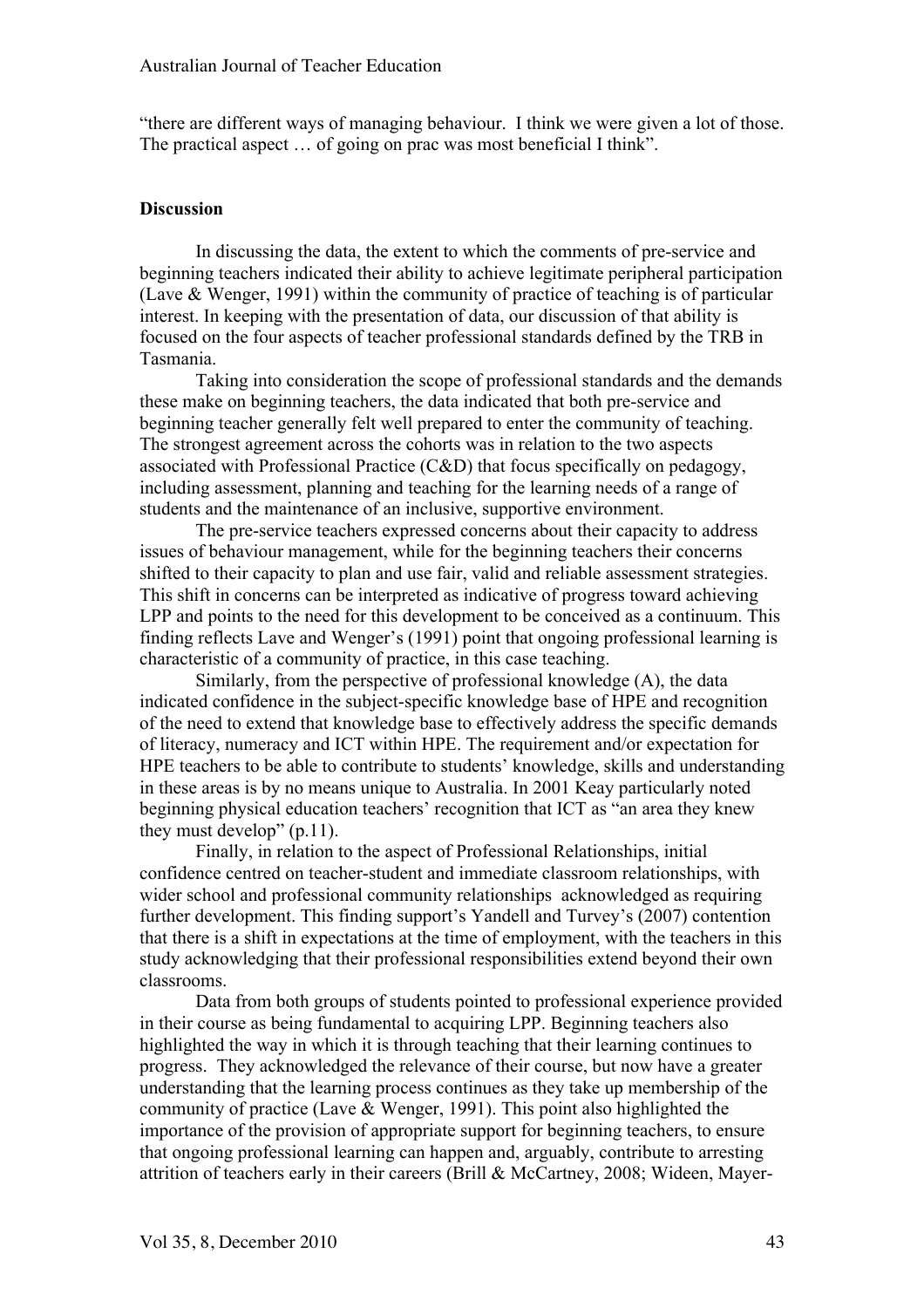"there are different ways of managing behaviour. I think we were given a lot of those. The practical aspect … of going on prac was most beneficial I think".

**Discussion**

In discussing the data, the extent to which the comments of pre-service and beginning teachers indicated their ability to achieve legitimate peripheral participation (Lave & Wenger, 1991) within the community of practice of teaching is of particular interest. In keeping with the presentation of data, our discussion of that ability is focused on the four aspects of teacher professional standards defined by the TRB in Tasmania.

Taking into consideration the scope of professional standards and the demands these make on beginning teachers, the data indicated that both pre-service and beginning teacher generally felt well prepared to enter the community of teaching. The strongest agreement across the cohorts was in relation to the two aspects associated with Professional Practice (C&D) that focus specifically on pedagogy, including assessment, planning and teaching for the learning needs of a range of students and the maintenance of an inclusive, supportive environment.

The pre-service teachers expressed concerns about their capacity to address issues of behaviour management, while for the beginning teachers their concerns shifted to their capacity to plan and use fair, valid and reliable assessment strategies. This shift in concerns can be interpreted as indicative of progress toward achieving LPP and points to the need for this development to be conceived as a continuum. This finding reflects Lave and Wenger's (1991) point that ongoing professional learning is characteristic of a community of practice, in this case teaching.

Similarly, from the perspective of professional knowledge (A), the data indicated confidence in the subject-specific knowledge base of HPE and recognition of the need to extend that knowledge base to effectively address the specific demands of literacy, numeracy and ICT within HPE. The requirement and/or expectation for HPE teachers to be able to contribute to students' knowledge, skills and understanding in these areas is by no means unique to Australia. In 2001 Keay particularly noted beginning physical education teachers' recognition that ICT as "an area they knew they must develop" (p.11).

Finally, in relation to the aspect of Professional Relationships, initial confidence centred on teacher-student and immediate classroom relationships, with wider school and professional community relationships acknowledged as requiring further development. This finding support's Yandell and Turvey's (2007) contention that there is a shift in expectations at the time of employment, with the teachers in this study acknowledging that their professional responsibilities extend beyond their own classrooms.

Data from both groups of students pointed to professional experience provided in their course as being fundamental to acquiring LPP. Beginning teachers also highlighted the way in which it is through teaching that their learning continues to progress. They acknowledged the relevance of their course, but now have a greater understanding that the learning process continues as they take up membership of the community of practice (Lave & Wenger, 1991). This point also highlighted the importance of the provision of appropriate support for beginning teachers, to ensure that ongoing professional learning can happen and, arguably, contribute to arresting attrition of teachers early in their careers (Brill & McCartney, 2008; Wideen, Mayer-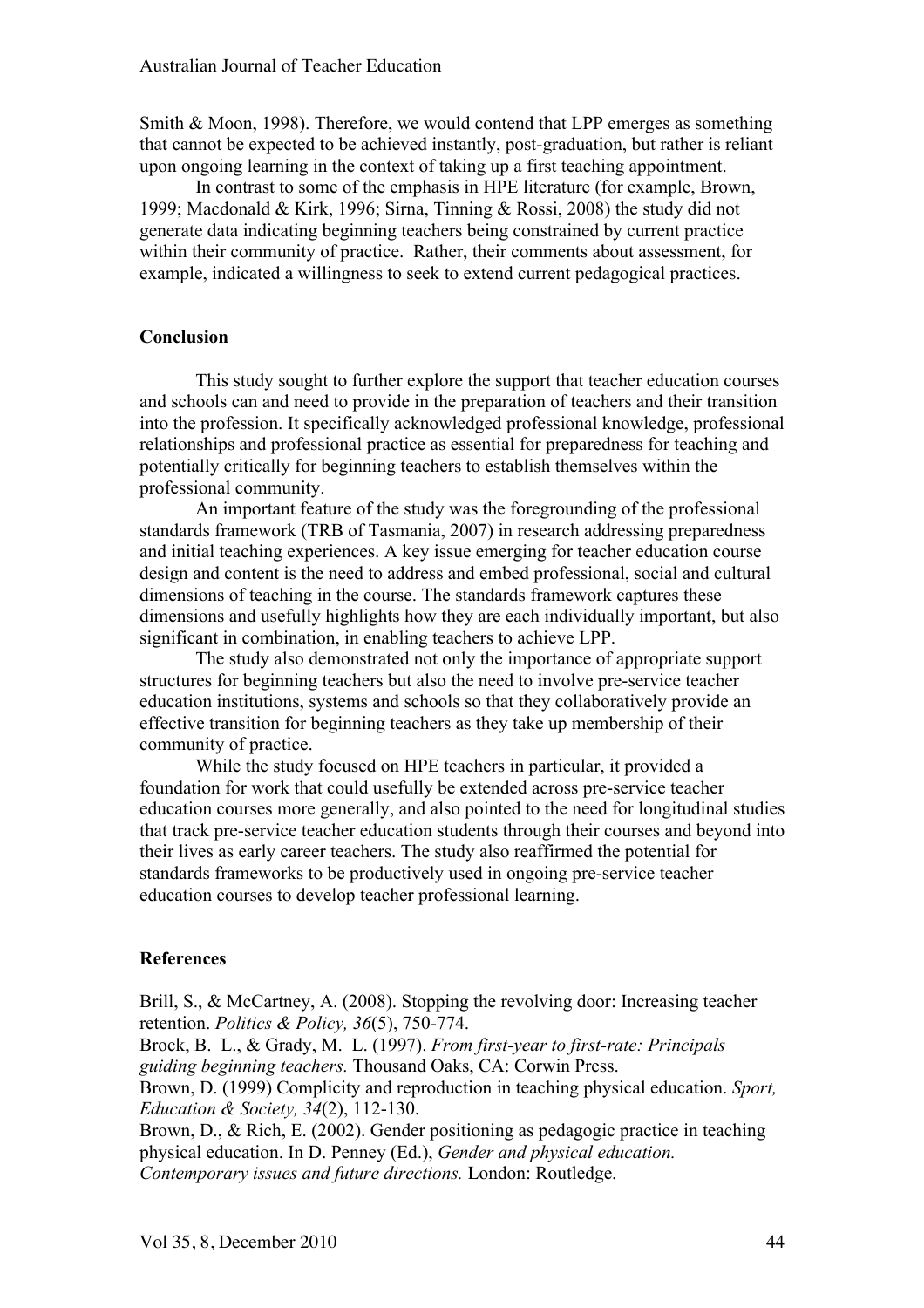Smith & Moon, 1998). Therefore, we would contend that LPP emerges as something that cannot be expected to be achieved instantly, post-graduation, but rather is reliant upon ongoing learning in the context of taking up a first teaching appointment.

In contrast to some of the emphasis in HPE literature (for example, Brown, 1999; Macdonald & Kirk, 1996; Sirna, Tinning & Rossi, 2008) the study did not generate data indicating beginning teachers being constrained by current practice within their community of practice. Rather, their comments about assessment, for example, indicated a willingness to seek to extend current pedagogical practices.

## Conclusion

This study sought to further explore the support that teacher education courses and schools can and need to provide in the preparation of teachers and their transition into the profession. It specifically acknowledged professional knowledge, professional relationships and professional practice as essential for preparedness for teaching and potentially critically for beginning teachers to establish themselves within the professional community.

An important feature of the study was the foregrounding of the professional standards framework (TRB of Tasmania, 2007) in research addressing preparedness and initial teaching experiences. A key issue emerging for teacher education course design and content is the need to address and embed professional, social and cultural dimensions of teaching in the course. The standards framework captures these dimensions and usefully highlights how they are each individually important, but also significant in combination, in enabling teachers to achieve LPP.

The study also demonstrated not only the importance of appropriate support structures for beginning teachers but also the need to involve pre-service teacher education institutions, systems and schools so that they collaboratively provide an effective transition for beginning teachers as they take up membership of their community of practice.

While the study focused on HPE teachers in particular, it provided a foundation for work that could usefully be extended across pre-service teacher education courses more generally, and also pointed to the need for longitudinal studies that track pre-service teacher education students through their courses and beyond into their lives as early career teachers. The study also reaffirmed the potential for standards frameworks to be productively used in ongoing pre-service teacher education courses to develop teacher professional learning.

## References

Brill, S., & McCartney, A. (2008). Stopping the revolving door: Increasing teacher retention. *Politics & Policy, 36*(5), 750-774.

Brock, B. L., & Grady, M. L. (1997). *From first-year to first-rate: Principals guiding beginning teachers.* Thousand Oaks, CA: Corwin Press.

Brown, D. (1999) Complicity and reproduction in teaching physical education. *Sport, Education & Society, 34*(2), 112-130.

Brown, D., & Rich, E. (2002). Gender positioning as pedagogic practice in teaching physical education. In D. Penney (Ed.), *Gender and physical education. Contemporary issues and future directions.* London: Routledge.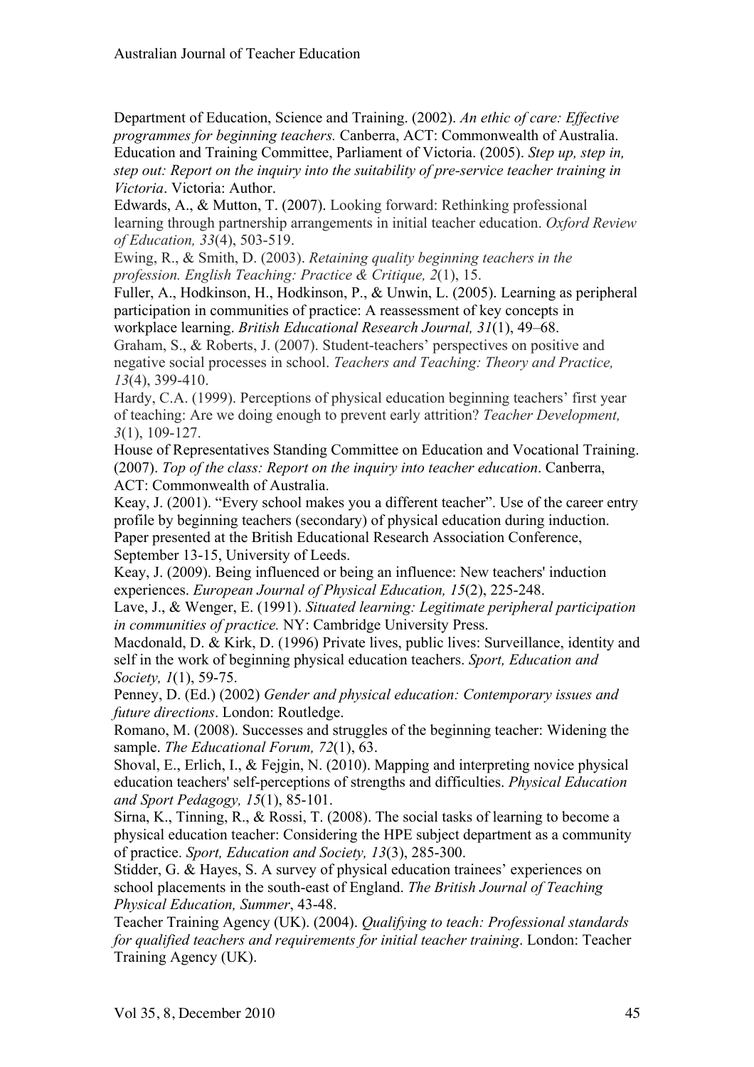Department of Education, Science and Training. (2002). *An ethic of care: Effective programmes for beginning teachers.* Canberra, ACT: Commonwealth of Australia.

Education and Training Committee, Parliament of Victoria. (2005). *Step up, step in, step out: Report on the inquiry into the suitability of pre-service teacher training in Victoria*. Victoria: Author.

Edwards, A., & Mutton, T. (2007). Looking forward: Rethinking professional learning through partnership arrangements in initial teacher education. *Oxford Review of Education, 33*(4), 503-519.

Ewing, R., & Smith, D. (2003). *Retaining quality beginning teachers in the profession. English Teaching: Practice & Critique, 2*(1), 15.

Fuller, A., Hodkinson, H., Hodkinson, P., & Unwin, L. (2005). Learning as peripheral participation in communities of practice: A reassessment of key concepts in workplace learning. *British Educational Research Journal, 31*(1), 49–68.

Graham, S., & Roberts, J. (2007). Student-teachers' perspectives on positive and negative social processes in school. *Teachers and Teaching: Theory and Practice, 13*(4), 399-410.

Hardy, C.A. (1999). Perceptions of physical education beginning teachers' first year of teaching: Are we doing enough to prevent early attrition? *Teacher Development, 3*(1), 109-127.

House of Representatives Standing Committee on Education and Vocational Training. (2007). *Top of the class: Report on the inquiry into teacher education*. Canberra, ACT: Commonwealth of Australia.

Keay, J. (2001). "Every school makes you a different teacher". Use of the career entry profile by beginning teachers (secondary) of physical education during induction. Paper presented at the British Educational Research Association Conference, September 13-15, University of Leeds.

Keay, J. (2009). Being influenced or being an influence: New teachers' induction experiences. *European Journal of Physical Education, 15*(2), 225-248.

Lave, J., & Wenger, E. (1991). *Situated learning: Legitimate peripheral participation in communities of practice.* NY: Cambridge University Press.

Macdonald, D. & Kirk, D. (1996) Private lives, public lives: Surveillance, identity and self in the work of beginning physical education teachers. *Sport, Education and Society, 1*(1), 59-75.

Penney, D. (Ed.) (2002) *Gender and physical education: Contemporary issues and future directions*. London: Routledge.

Romano, M. (2008). Successes and struggles of the beginning teacher: Widening the sample. *The Educational Forum, 72*(1), 63.

Shoval, E., Erlich, I., & Fejgin, N. (2010). Mapping and interpreting novice physical education teachers' self-perceptions of strengths and difficulties. *Physical Education and Sport Pedagogy, 15*(1), 85-101.

Sirna, K., Tinning, R., & Rossi, T. (2008). The social tasks of learning to become a physical education teacher: Considering the HPE subject department as a community of practice. *Sport, Education and Society, 13*(3), 285-300.

Stidder, G. & Hayes, S. A survey of physical education trainees' experiences on school placements in the south-east of England. *The British Journal of Teaching Physical Education, Summer*, 43-48.

Teacher Training Agency (UK). (2004). *Qualifying to teach: Professional standards for qualified teachers and requirements for initial teacher training*. London: Teacher Training Agency (UK).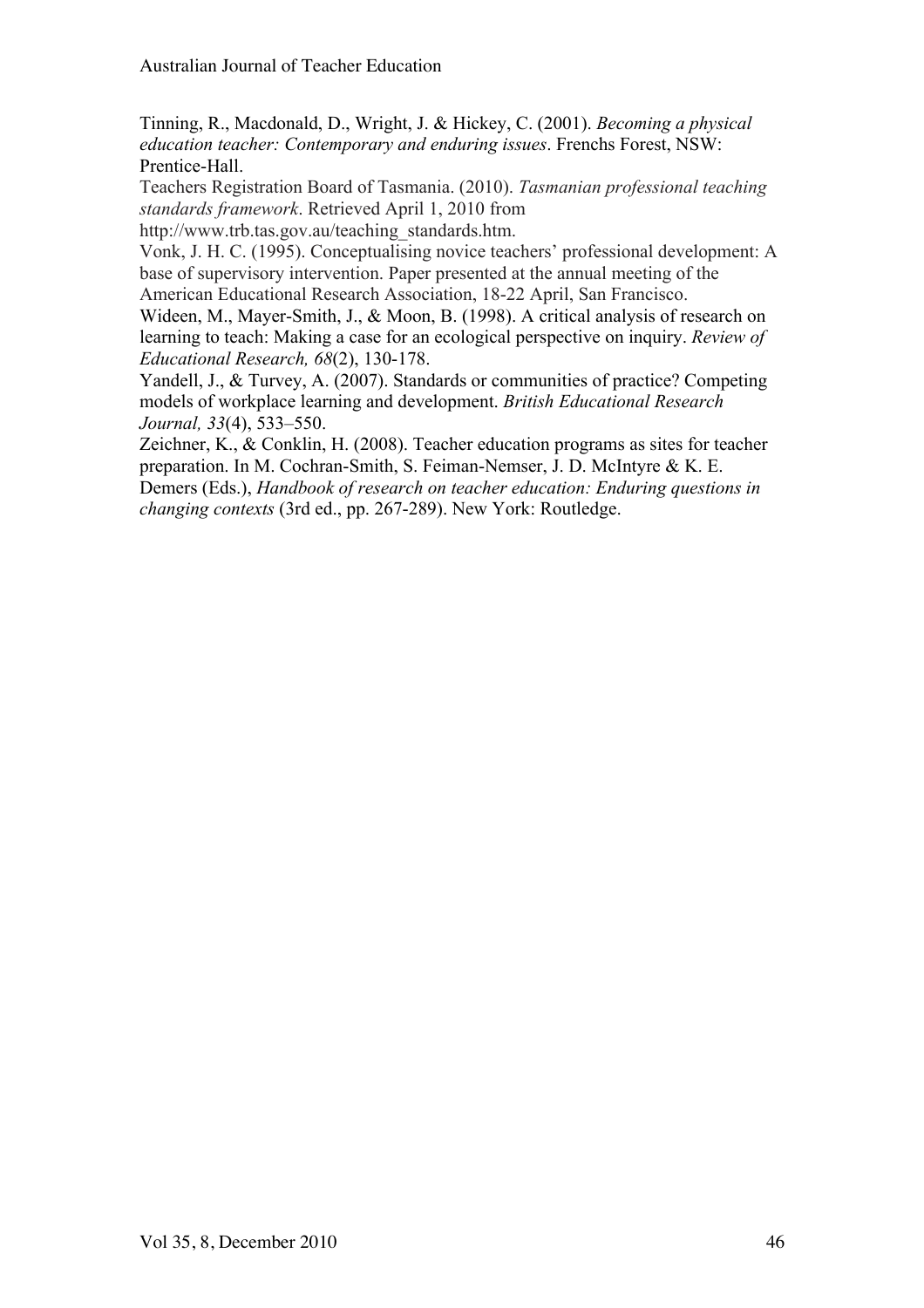Tinning, R., Macdonald, D., Wright, J. & Hickey, C. (2001). *Becoming a physical education teacher: Contemporary and enduring issues*. Frenchs Forest, NSW: Prentice-Hall.

Teachers Registration Board of Tasmania. (2010). *Tasmanian professional teaching standards framework*. Retrieved April 1, 2010 from http://www.trb.tas.gov.au/teaching_standards.htm.

Vonk, J. H. C. (1995). Conceptualising novice teachers' professional development: A base of supervisory intervention. Paper presented at the annual meeting of the American Educational Research Association, 18-22 April, San Francisco.

Wideen, M., Mayer-Smith, J., & Moon, B. (1998). A critical analysis of research on learning to teach: Making a case for an ecological perspective on inquiry. *Review of Educational Research, 68*(2), 130-178.

Yandell, J., & Turvey, A. (2007). Standards or communities of practice? Competing models of workplace learning and development. *British Educational Research Journal, 33*(4), 533–550.

Zeichner, K., & Conklin, H. (2008). Teacher education programs as sites for teacher preparation. In M. Cochran-Smith, S. Feiman-Nemser, J. D. McIntyre & K. E. Demers (Eds.), *Handbook of research on teacher education: Enduring questions in changing contexts* (3rd ed., pp. 267-289). New York: Routledge.